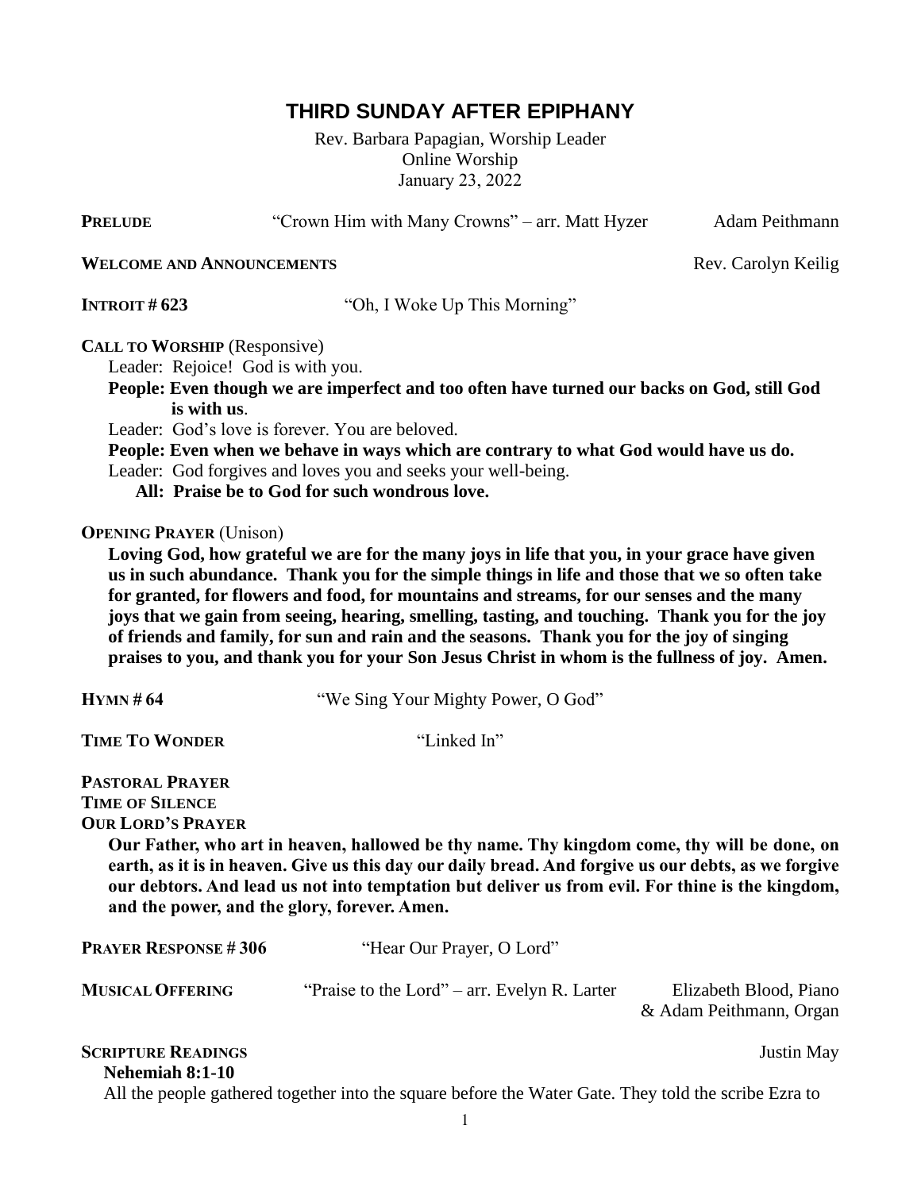# THIRD SUNDAY AFTER EPIPHANY

Rev. Barbara Papagian, Worship Leader
Online Worship
January 23, 2022

**PRELUDE** "Crown Him with Many Crowns" – arr. Matt Hyzer — Adam Peithmann

**WELCOME AND ANNOUNCEMENTS** — Rev. Carolyn Keilig

**INTROIT # 623** "Oh, I Woke Up This Morning"

**CALL TO WORSHIP** (Responsive)

Leader: Rejoice! God is with you.

**People: Even though we are imperfect and too often have turned our backs on God, still God is with us**.

Leader: God's love is forever. You are beloved.

**People: Even when we behave in ways which are contrary to what God would have us do.**

Leader: God forgives and loves you and seeks your well-being.

**All: Praise be to God for such wondrous love.**

**OPENING PRAYER** (Unison)

**Loving God, how grateful we are for the many joys in life that you, in your grace have given us in such abundance. Thank you for the simple things in life and those that we so often take for granted, for flowers and food, for mountains and streams, for our senses and the many joys that we gain from seeing, hearing, smelling, tasting, and touching. Thank you for the joy of friends and family, for sun and rain and the seasons. Thank you for the joy of singing praises to you, and thank you for your Son Jesus Christ in whom is the fullness of joy. Amen.**

**HYMN # 64** "We Sing Your Mighty Power, O God"

**TIME TO WONDER** "Linked In"

**PASTORAL PRAYER**

**TIME OF SILENCE**

**OUR LORD'S PRAYER**

**Our Father, who art in heaven, hallowed be thy name. Thy kingdom come, thy will be done, on earth, as it is in heaven. Give us this day our daily bread. And forgive us our debts, as we forgive our debtors. And lead us not into temptation but deliver us from evil. For thine is the kingdom, and the power, and the glory, forever. Amen.**

**PRAYER RESPONSE # 306** "Hear Our Prayer, O Lord"

**MUSICAL OFFERING** "Praise to the Lord" – arr. Evelyn R. Larter — Elizabeth Blood, Piano & Adam Peithmann, Organ

**SCRIPTURE READINGS** — Justin May

**Nehemiah 8:1-10**

All the people gathered together into the square before the Water Gate. They told the scribe Ezra to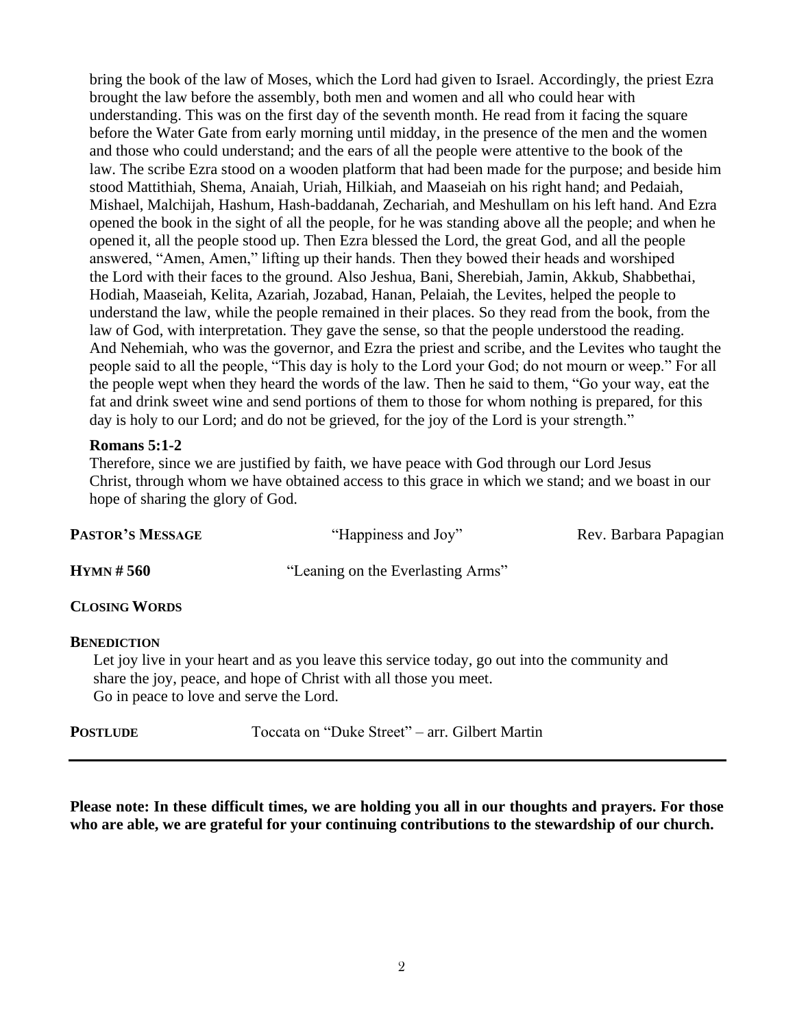bring the book of the law of Moses, which the Lord had given to Israel. Accordingly, the priest Ezra brought the law before the assembly, both men and women and all who could hear with understanding. This was on the first day of the seventh month. He read from it facing the square before the Water Gate from early morning until midday, in the presence of the men and the women and those who could understand; and the ears of all the people were attentive to the book of the law. The scribe Ezra stood on a wooden platform that had been made for the purpose; and beside him stood Mattithiah, Shema, Anaiah, Uriah, Hilkiah, and Maaseiah on his right hand; and Pedaiah, Mishael, Malchijah, Hashum, Hash-baddanah, Zechariah, and Meshullam on his left hand. And Ezra opened the book in the sight of all the people, for he was standing above all the people; and when he opened it, all the people stood up. Then Ezra blessed the Lord, the great God, and all the people answered, "Amen, Amen," lifting up their hands. Then they bowed their heads and worshiped the Lord with their faces to the ground. Also Jeshua, Bani, Sherebiah, Jamin, Akkub, Shabbethai, Hodiah, Maaseiah, Kelita, Azariah, Jozabad, Hanan, Pelaiah, the Levites, helped the people to understand the law, while the people remained in their places. So they read from the book, from the law of God, with interpretation. They gave the sense, so that the people understood the reading. And Nehemiah, who was the governor, and Ezra the priest and scribe, and the Levites who taught the people said to all the people, "This day is holy to the Lord your God; do not mourn or weep." For all the people wept when they heard the words of the law. Then he said to them, "Go your way, eat the fat and drink sweet wine and send portions of them to those for whom nothing is prepared, for this day is holy to our Lord; and do not be grieved, for the joy of the Lord is your strength."

**Romans 5:1-2**

Therefore, since we are justified by faith, we have peace with God through our Lord Jesus Christ, through whom we have obtained access to this grace in which we stand; and we boast in our hope of sharing the glory of God.

**PASTOR'S MESSAGE** "Happiness and Joy" Rev. Barbara Papagian

**HYMN # 560** "Leaning on the Everlasting Arms"

**CLOSING WORDS**

**BENEDICTION**

Let joy live in your heart and as you leave this service today, go out into the community and share the joy, peace, and hope of Christ with all those you meet.
Go in peace to love and serve the Lord.

**POSTLUDE** Toccata on "Duke Street" – arr. Gilbert Martin

---

**Please note: In these difficult times, we are holding you all in our thoughts and prayers. For those who are able, we are grateful for your continuing contributions to the stewardship of our church.**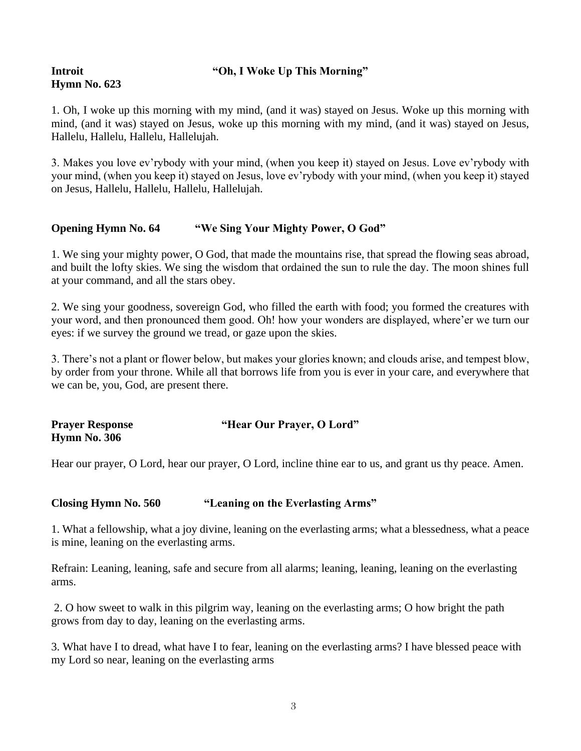**Introit** **"Oh, I Woke Up This Morning"**
**Hymn No. 623**

1. Oh, I woke up this morning with my mind, (and it was) stayed on Jesus. Woke up this morning with mind, (and it was) stayed on Jesus, woke up this morning with my mind, (and it was) stayed on Jesus, Hallelu, Hallelu, Hallelu, Hallelujah.

3. Makes you love ev'rybody with your mind, (when you keep it) stayed on Jesus. Love ev'rybody with your mind, (when you keep it) stayed on Jesus, love ev'rybody with your mind, (when you keep it) stayed on Jesus, Hallelu, Hallelu, Hallelu, Hallelujah.

**Opening Hymn No. 64** **"We Sing Your Mighty Power, O God"**

1. We sing your mighty power, O God, that made the mountains rise, that spread the flowing seas abroad, and built the lofty skies. We sing the wisdom that ordained the sun to rule the day. The moon shines full at your command, and all the stars obey.

2. We sing your goodness, sovereign God, who filled the earth with food; you formed the creatures with your word, and then pronounced them good. Oh! how your wonders are displayed, where'er we turn our eyes: if we survey the ground we tread, or gaze upon the skies.

3. There's not a plant or flower below, but makes your glories known; and clouds arise, and tempest blow, by order from your throne. While all that borrows life from you is ever in your care, and everywhere that we can be, you, God, are present there.

**Prayer Response** **"Hear Our Prayer, O Lord"**
**Hymn No. 306**

Hear our prayer, O Lord, hear our prayer, O Lord, incline thine ear to us, and grant us thy peace. Amen.

**Closing Hymn No. 560** **"Leaning on the Everlasting Arms"**

1. What a fellowship, what a joy divine, leaning on the everlasting arms; what a blessedness, what a peace is mine, leaning on the everlasting arms.

Refrain: Leaning, leaning, safe and secure from all alarms; leaning, leaning, leaning on the everlasting arms.

2. O how sweet to walk in this pilgrim way, leaning on the everlasting arms; O how bright the path grows from day to day, leaning on the everlasting arms.

3. What have I to dread, what have I to fear, leaning on the everlasting arms? I have blessed peace with my Lord so near, leaning on the everlasting arms